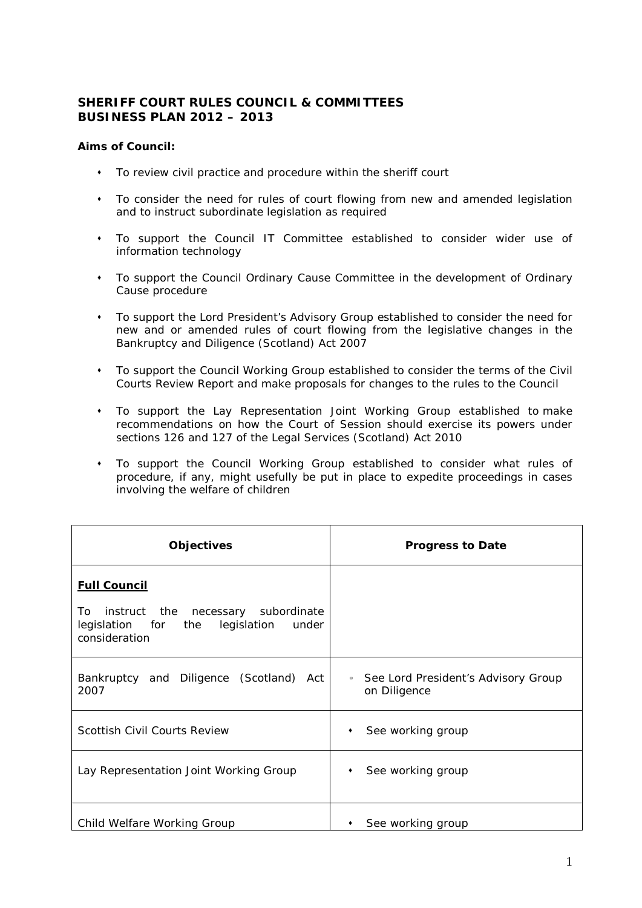## SHERIFF COURT RULES COUNCIL & COMMITTEES
## BUSINESS PLAN 2012 – 2013

**Aims of Council:**

- To review civil practice and procedure within the sheriff court
- To consider the need for rules of court flowing from new and amended legislation and to instruct subordinate legislation as required
- To support the Council IT Committee established to consider wider use of information technology
- To support the Council Ordinary Cause Committee in the development of Ordinary Cause procedure
- To support the Lord President's Advisory Group established to consider the need for new and or amended rules of court flowing from the legislative changes in the Bankruptcy and Diligence (Scotland) Act 2007
- To support the Council Working Group established to consider the terms of the Civil Courts Review Report and make proposals for changes to the rules to the Council
- To support the Lay Representation Joint Working Group established to make recommendations on how the Court of Session should exercise its powers under sections 126 and 127 of the Legal Services (Scotland) Act 2010
- To support the Council Working Group established to consider what rules of procedure, if any, might usefully be put in place to expedite proceedings in cases involving the welfare of children

| Objectives | Progress to Date |
|---|---|
| **Full Council**<br><br>To instruct the necessary subordinate legislation for the legislation under consideration | |
| Bankruptcy and Diligence (Scotland) Act 2007 | ▫ See Lord President's Advisory Group on Diligence |
| Scottish Civil Courts Review | • See working group |
| Lay Representation Joint Working Group | • See working group |
| Child Welfare Working Group | • See working group |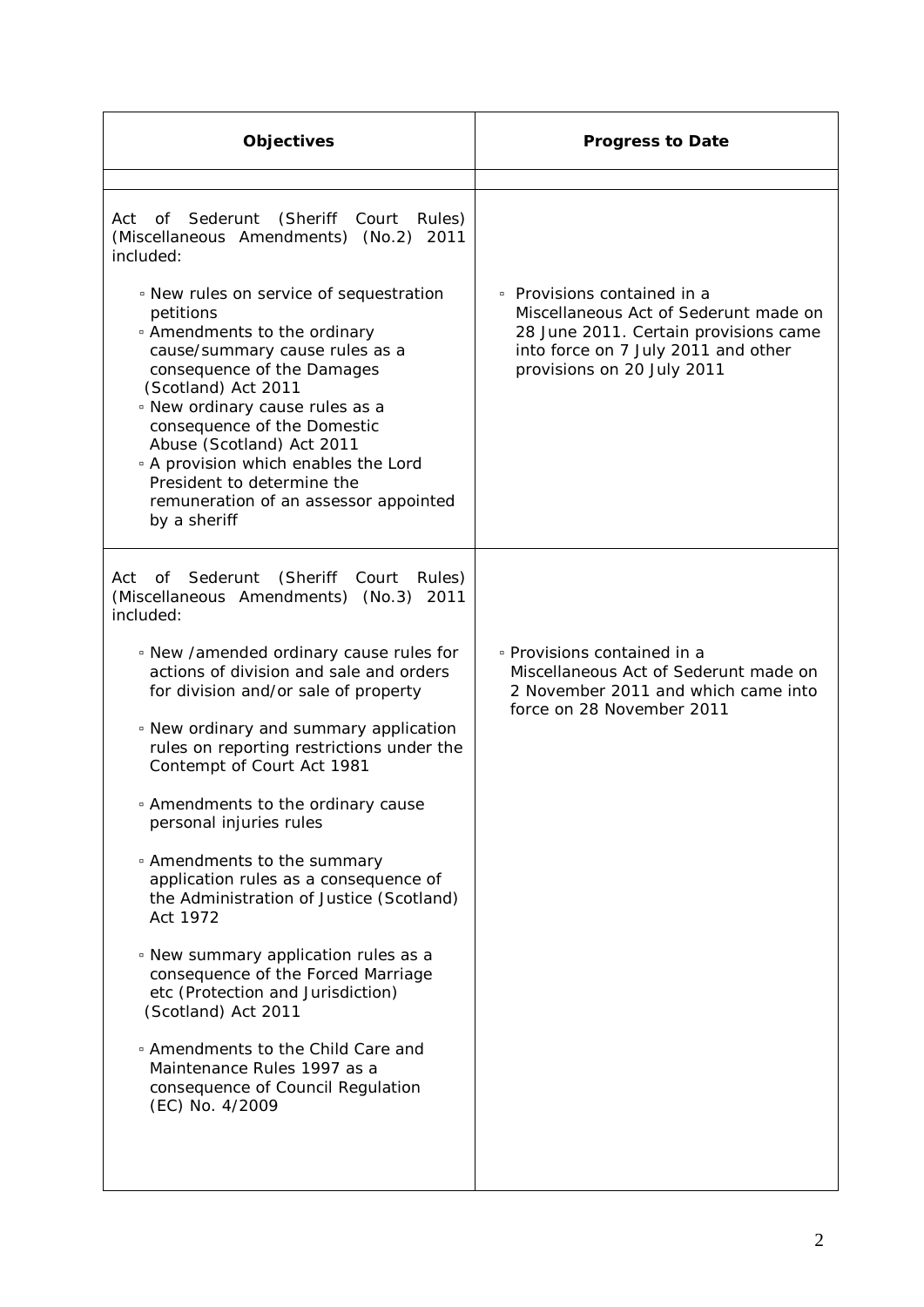| Objectives | Progress to Date |
|---|---|
| | |
| Act of Sederunt (Sheriff Court Rules) (Miscellaneous Amendments) (No.2) 2011 included:<br><br>▫ New rules on service of sequestration petitions<br>▫ Amendments to the ordinary cause/summary cause rules as a consequence of the Damages (Scotland) Act 2011<br>▫ New ordinary cause rules as a consequence of the Domestic Abuse (Scotland) Act 2011<br>▫ A provision which enables the Lord President to determine the remuneration of an assessor appointed by a sheriff | ▫ Provisions contained in a Miscellaneous Act of Sederunt made on 28 June 2011. Certain provisions came into force on 7 July 2011 and other provisions on 20 July 2011 |
| Act of Sederunt (Sheriff Court Rules) (Miscellaneous Amendments) (No.3) 2011 included:<br><br>▫ New /amended ordinary cause rules for actions of division and sale and orders for division and/or sale of property<br><br>▫ New ordinary and summary application rules on reporting restrictions under the Contempt of Court Act 1981<br><br>▫ Amendments to the ordinary cause personal injuries rules<br><br>▫ Amendments to the summary application rules as a consequence of the Administration of Justice (Scotland) Act 1972<br><br>▫ New summary application rules as a consequence of the Forced Marriage etc (Protection and Jurisdiction) (Scotland) Act 2011<br><br>▫ Amendments to the Child Care and Maintenance Rules 1997 as a consequence of Council Regulation (EC) No. 4/2009 | ▫ Provisions contained in a Miscellaneous Act of Sederunt made on 2 November 2011 and which came into force on 28 November 2011 |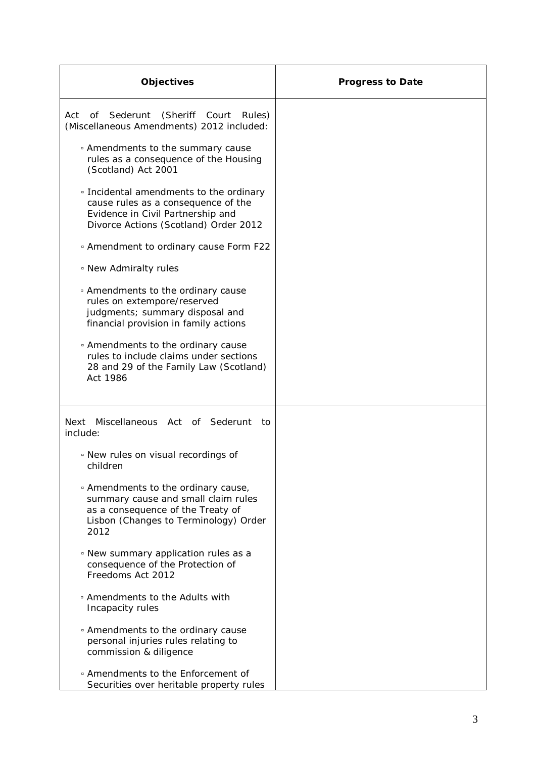| Objectives | Progress to Date |
|---|---|
| Act of Sederunt (Sheriff Court Rules) (Miscellaneous Amendments) 2012 included:<br><br>▫ Amendments to the summary cause rules as a consequence of the Housing (Scotland) Act 2001<br><br>▫ Incidental amendments to the ordinary cause rules as a consequence of the Evidence in Civil Partnership and Divorce Actions (Scotland) Order 2012<br><br>▫ Amendment to ordinary cause Form F22<br><br>▫ New Admiralty rules<br><br>▫ Amendments to the ordinary cause rules on extempore/reserved judgments; summary disposal and financial provision in family actions<br><br>▫ Amendments to the ordinary cause rules to include claims under sections 28 and 29 of the Family Law (Scotland) Act 1986 | |
| Next Miscellaneous Act of Sederunt to include:<br><br>▫ New rules on visual recordings of children<br><br>▫ Amendments to the ordinary cause, summary cause and small claim rules as a consequence of the Treaty of Lisbon (Changes to Terminology) Order 2012<br><br>▫ New summary application rules as a consequence of the Protection of Freedoms Act 2012<br><br>▫ Amendments to the Adults with Incapacity rules<br><br>▫ Amendments to the ordinary cause personal injuries rules relating to commission & diligence<br><br>▫ Amendments to the Enforcement of Securities over heritable property rules | |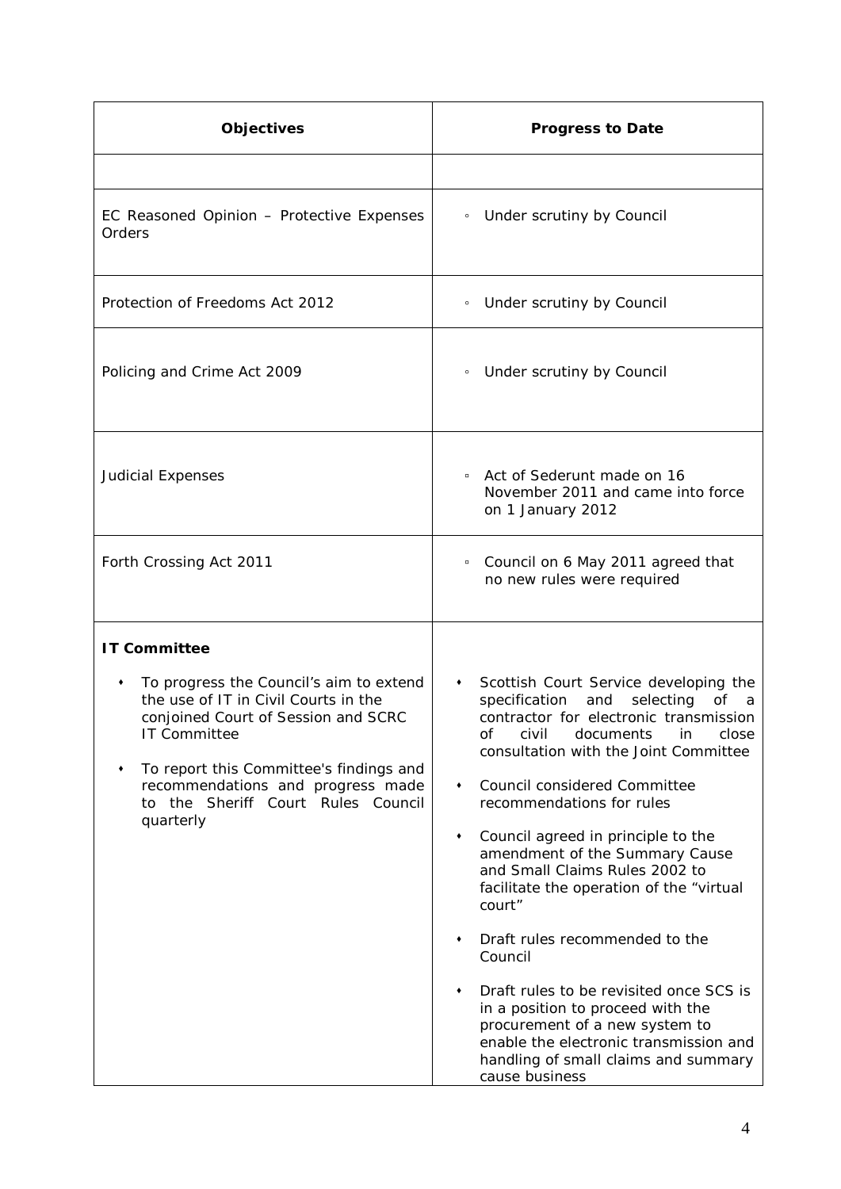| Objectives | Progress to Date |
|---|---|
| | |
| EC Reasoned Opinion – Protective Expenses Orders | ◦ Under scrutiny by Council |
| Protection of Freedoms Act 2012 | ◦ Under scrutiny by Council |
| Policing and Crime Act 2009 | ◦ Under scrutiny by Council |
| Judicial Expenses | ▫ Act of Sederunt made on 16 November 2011 and came into force on 1 January 2012 |
| Forth Crossing Act 2011 | ▫ Council on 6 May 2011 agreed that no new rules were required |
| **IT Committee**<br><br>• To progress the Council's aim to extend the use of IT in Civil Courts in the conjoined Court of Session and SCRC IT Committee<br><br>• To report this Committee's findings and recommendations and progress made to the Sheriff Court Rules Council quarterly | • Scottish Court Service developing the specification and selecting of a contractor for electronic transmission of civil documents in close consultation with the Joint Committee<br><br>• Council considered Committee recommendations for rules<br><br>• Council agreed in principle to the amendment of the Summary Cause and Small Claims Rules 2002 to facilitate the operation of the "virtual court"<br><br>• Draft rules recommended to the Council<br><br>• Draft rules to be revisited once SCS is in a position to proceed with the procurement of a new system to enable the electronic transmission and handling of small claims and summary cause business |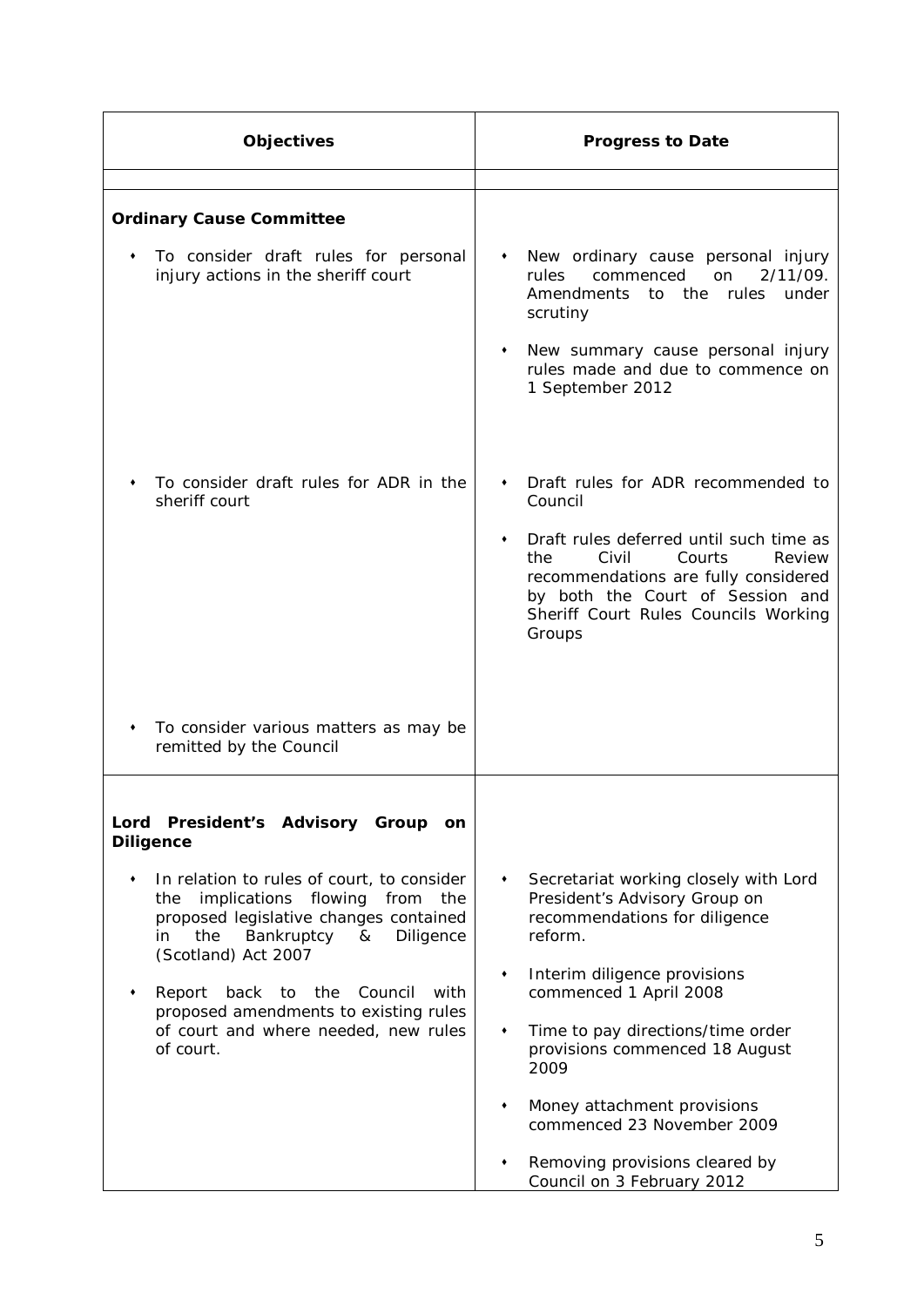| Objectives | Progress to Date |
|---|---|
| | |
| **Ordinary Cause Committee** | |
| • To consider draft rules for personal injury actions in the sheriff court | • New ordinary cause personal injury rules commenced on 2/11/09. Amendments to the rules under scrutiny<br>• New summary cause personal injury rules made and due to commence on 1 September 2012 |
| • To consider draft rules for ADR in the sheriff court | • Draft rules for ADR recommended to Council<br>• Draft rules deferred until such time as the Civil Courts Review recommendations are fully considered by both the Court of Session and Sheriff Court Rules Councils Working Groups |
| • To consider various matters as may be remitted by the Council | |
| **Lord President's Advisory Group on Diligence** | |
| • In relation to rules of court, to consider the implications flowing from the proposed legislative changes contained in the Bankruptcy & Diligence (Scotland) Act 2007<br>• Report back to the Council with proposed amendments to existing rules of court and where needed, new rules of court. | • Secretariat working closely with Lord President's Advisory Group on recommendations for diligence reform.<br>• Interim diligence provisions commenced 1 April 2008<br>• Time to pay directions/time order provisions commenced 18 August 2009<br>• Money attachment provisions commenced 23 November 2009<br>• Removing provisions cleared by Council on 3 February 2012 |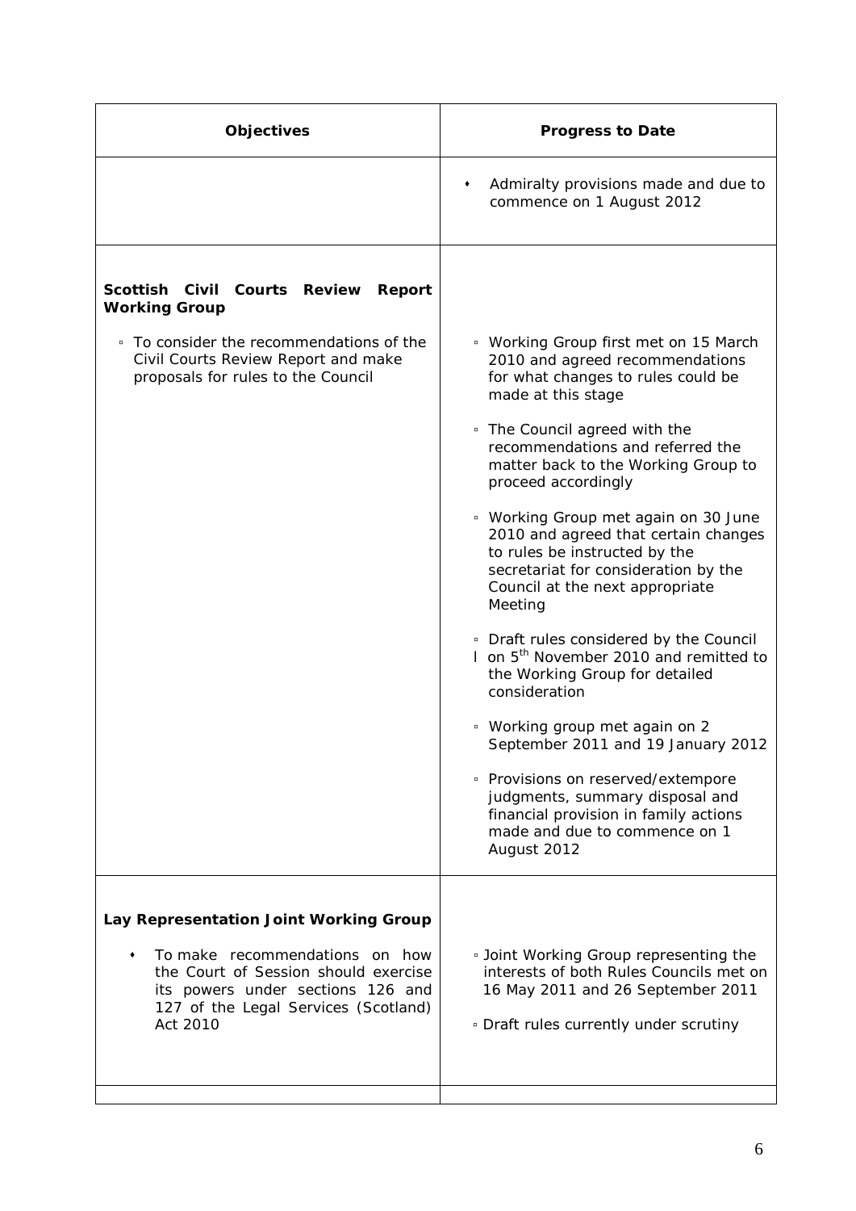| Objectives | Progress to Date |
| --- | --- |
| | • Admiralty provisions made and due to commence on 1 August 2012 |
| **Scottish Civil Courts Review Report Working Group**<br><br>▫ To consider the recommendations of the Civil Courts Review Report and make proposals for rules to the Council | ▫ Working Group first met on 15 March 2010 and agreed recommendations for what changes to rules could be made at this stage<br><br>▫ The Council agreed with the recommendations and referred the matter back to the Working Group to proceed accordingly<br><br>▫ Working Group met again on 30 June 2010 and agreed that certain changes to rules be instructed by the secretariat for consideration by the Council at the next appropriate Meeting<br><br>▫ Draft rules considered by the Council l on 5th November 2010 and remitted to the Working Group for detailed consideration<br><br>▫ Working group met again on 2 September 2011 and 19 January 2012<br><br>▫ Provisions on reserved/extempore judgments, summary disposal and financial provision in family actions made and due to commence on 1 August 2012 |
| **Lay Representation Joint Working Group**<br><br>• To make recommendations on how the Court of Session should exercise its powers under sections 126 and 127 of the Legal Services (Scotland) Act 2010 | ▫ Joint Working Group representing the interests of both Rules Councils met on 16 May 2011 and 26 September 2011<br><br>▫ Draft rules currently under scrutiny |
| | |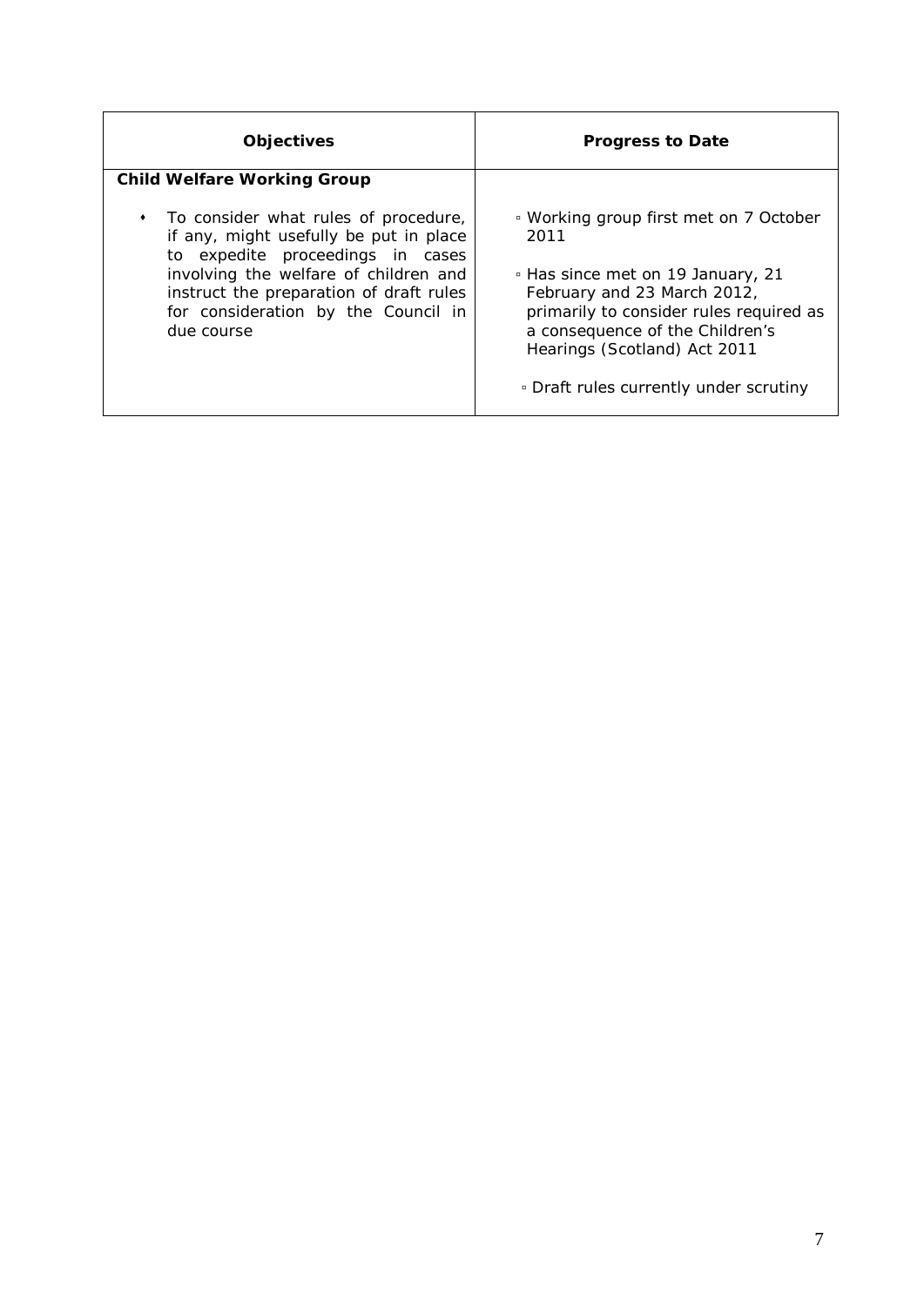| Objectives | Progress to Date |
|---|---|
| **Child Welfare Working Group** | |
| • To consider what rules of procedure, if any, might usefully be put in place to expedite proceedings in cases involving the welfare of children and instruct the preparation of draft rules for consideration by the Council in due course | ▫ Working group first met on 7 October 2011<br><br>▫ Has since met on 19 January, 21 February and 23 March 2012, primarily to consider rules required as a consequence of the Children's Hearings (Scotland) Act 2011<br><br>▫ Draft rules currently under scrutiny |